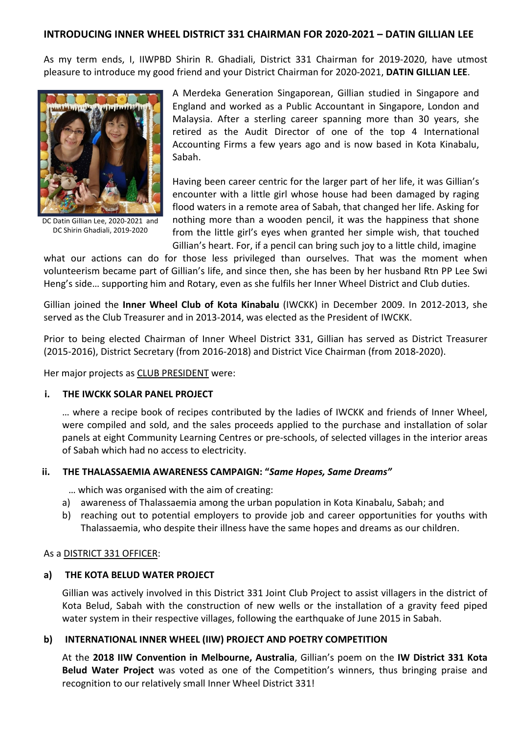## INTRODUCING INNER WHEEL DISTRICT 331 CHAIRMAN FOR 2020-2021 – DATIN GILLIAN LEE

As my term ends, I, IIWPBD Shirin R. Ghadiali, District 331 Chairman for 2019-2020, have utmost pleasure to introduce my good friend and your District Chairman for 2020-2021, **DATIN GILLIAN LEE**.

DC Datin Gillian Lee, 2020-2021 and DC Shirin Ghadiali, 2019-2020

A Merdeka Generation Singaporean, Gillian studied in Singapore and England and worked as a Public Accountant in Singapore, London and Malaysia. After a sterling career spanning more than 30 years, she retired as the Audit Director of one of the top 4 International Accounting Firms a few years ago and is now based in Kota Kinabalu, Sabah.

Having been career centric for the larger part of her life, it was Gillian's encounter with a little girl whose house had been damaged by raging flood waters in a remote area of Sabah, that changed her life. Asking for nothing more than a wooden pencil, it was the happiness that shone from the little girl's eyes when granted her simple wish, that touched Gillian's heart. For, if a pencil can bring such joy to a little child, imagine what our actions can do for those less privileged than ourselves. That was the moment when volunteerism became part of Gillian's life, and since then, she has been by her husband Rtn PP Lee Swi Heng's side… supporting him and Rotary, even as she fulfils her Inner Wheel District and Club duties.

Gillian joined the **Inner Wheel Club of Kota Kinabalu** (IWCKK) in December 2009. In 2012-2013, she served as the Club Treasurer and in 2013-2014, was elected as the President of IWCKK.

Prior to being elected Chairman of Inner Wheel District 331, Gillian has served as District Treasurer (2015-2016), District Secretary (from 2016-2018) and District Vice Chairman (from 2018-2020).

Her major projects as CLUB PRESIDENT were:

**i. THE IWCKK SOLAR PANEL PROJECT**

… where a recipe book of recipes contributed by the ladies of IWCKK and friends of Inner Wheel, were compiled and sold, and the sales proceeds applied to the purchase and installation of solar panels at eight Community Learning Centres or pre-schools, of selected villages in the interior areas of Sabah which had no access to electricity.

**ii. THE THALASSAEMIA AWARENESS CAMPAIGN: "*Same Hopes, Same Dreams"***

… which was organised with the aim of creating:

a) awareness of Thalassaemia among the urban population in Kota Kinabalu, Sabah; and
b) reaching out to potential employers to provide job and career opportunities for youths with Thalassaemia, who despite their illness have the same hopes and dreams as our children.

As a DISTRICT 331 OFFICER:

**a) THE KOTA BELUD WATER PROJECT**

Gillian was actively involved in this District 331 Joint Club Project to assist villagers in the district of Kota Belud, Sabah with the construction of new wells or the installation of a gravity feed piped water system in their respective villages, following the earthquake of June 2015 in Sabah.

**b) INTERNATIONAL INNER WHEEL (IIW) PROJECT AND POETRY COMPETITION**

At the **2018 IIW Convention in Melbourne, Australia**, Gillian's poem on the **IW District 331 Kota Belud Water Project** was voted as one of the Competition's winners, thus bringing praise and recognition to our relatively small Inner Wheel District 331!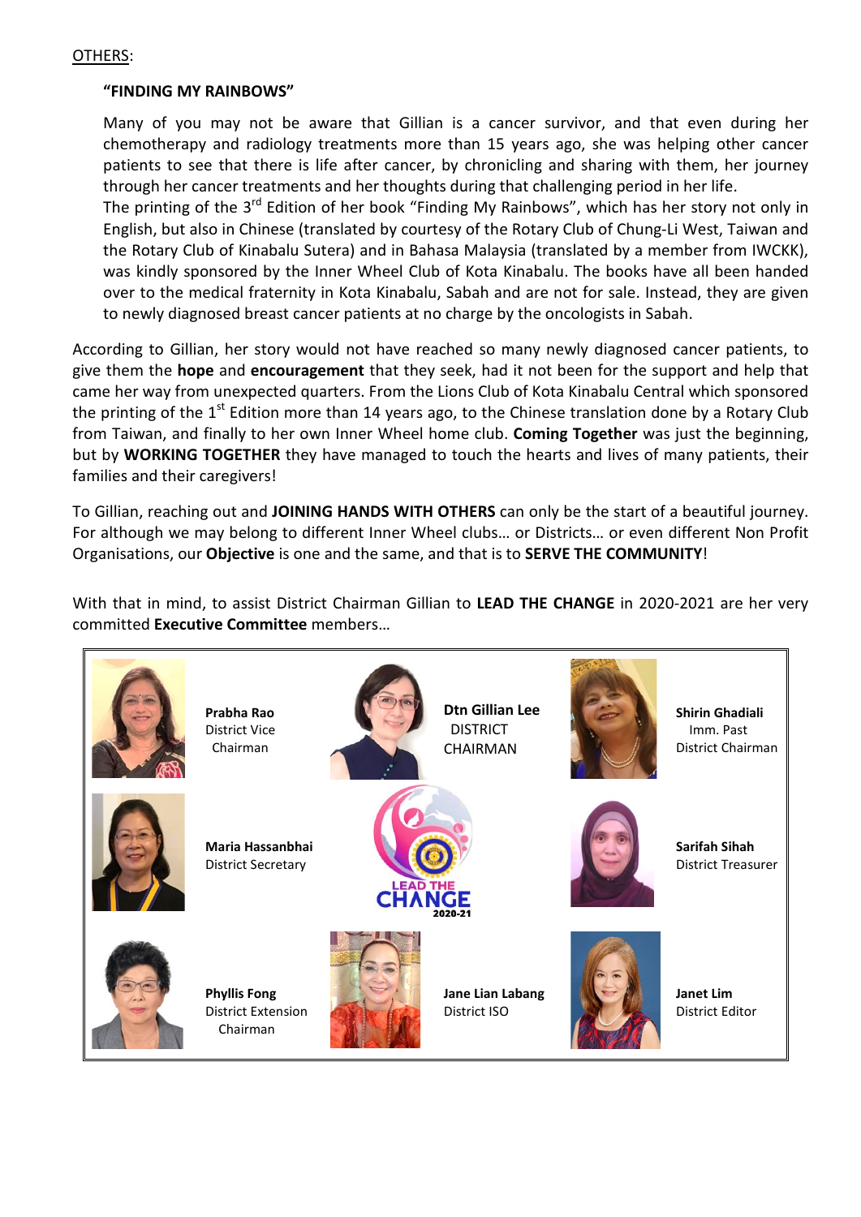OTHERS:

**"FINDING MY RAINBOWS"**

Many of you may not be aware that Gillian is a cancer survivor, and that even during her chemotherapy and radiology treatments more than 15 years ago, she was helping other cancer patients to see that there is life after cancer, by chronicling and sharing with them, her journey through her cancer treatments and her thoughts during that challenging period in her life.

The printing of the 3rd Edition of her book "Finding My Rainbows", which has her story not only in English, but also in Chinese (translated by courtesy of the Rotary Club of Chung-Li West, Taiwan and the Rotary Club of Kinabalu Sutera) and in Bahasa Malaysia (translated by a member from IWCKK), was kindly sponsored by the Inner Wheel Club of Kota Kinabalu. The books have all been handed over to the medical fraternity in Kota Kinabalu, Sabah and are not for sale. Instead, they are given to newly diagnosed breast cancer patients at no charge by the oncologists in Sabah.

According to Gillian, her story would not have reached so many newly diagnosed cancer patients, to give them the **hope** and **encouragement** that they seek, had it not been for the support and help that came her way from unexpected quarters. From the Lions Club of Kota Kinabalu Central which sponsored the printing of the 1st Edition more than 14 years ago, to the Chinese translation done by a Rotary Club from Taiwan, and finally to her own Inner Wheel home club. **Coming Together** was just the beginning, but by **WORKING TOGETHER** they have managed to touch the hearts and lives of many patients, their families and their caregivers!

To Gillian, reaching out and **JOINING HANDS WITH OTHERS** can only be the start of a beautiful journey. For although we may belong to different Inner Wheel clubs… or Districts… or even different Non Profit Organisations, our **Objective** is one and the same, and that is to **SERVE THE COMMUNITY**!

With that in mind, to assist District Chairman Gillian to **LEAD THE CHANGE** in 2020-2021 are her very committed **Executive Committee** members…

| | | |
|---|---|---|
| **Prabha Rao** District Vice Chairman | **Dtn Gillian Lee** DISTRICT CHAIRMAN | **Shirin Ghadiali** Imm. Past District Chairman |
| **Maria Hassanbhai** District Secretary | LEAD THE CHANGE 2020-21 | **Sarifah Sihah** District Treasurer |
| **Phyllis Fong** District Extension Chairman | **Jane Lian Labang** District ISO | **Janet Lim** District Editor |